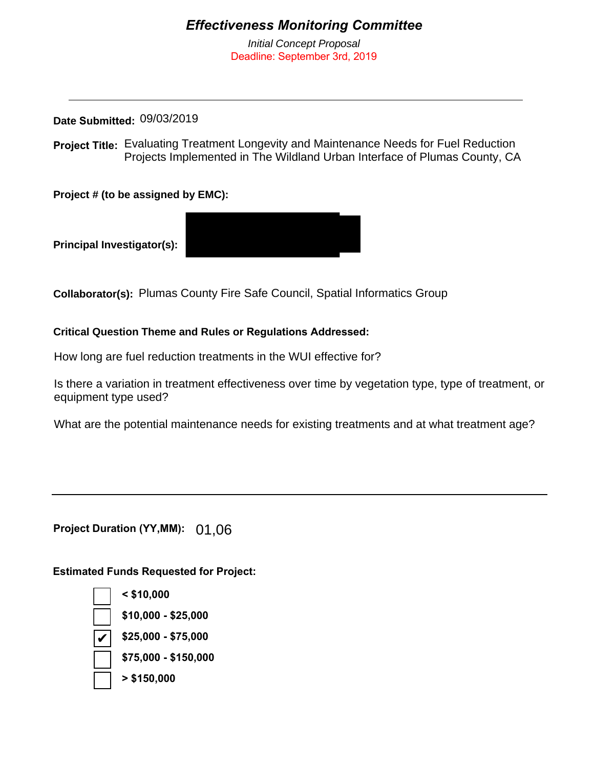# *Effectiveness Monitoring Committee*

*Initial Concept Proposal*

Deadline: September 3rd, 2019

---

**Date Submitted:** 09/03/2019

**Project Title:** Evaluating Treatment Longevity and Maintenance Needs for Fuel Reduction Projects Implemented in The Wildland Urban Interface of Plumas County, CA

**Project # (to be assigned by EMC):**

**Principal Investigator(s):**

**Collaborator(s):** Plumas County Fire Safe Council, Spatial Informatics Group

**Critical Question Theme and Rules or Regulations Addressed:**

How long are fuel reduction treatments in the WUI effective for?

Is there a variation in treatment effectiveness over time by vegetation type, type of treatment, or equipment type used?

What are the potential maintenance needs for existing treatments and at what treatment age?

---

**Project Duration (YY,MM):** 01,06

**Estimated Funds Requested for Project:**

- [ ] **< $10,000**
- [ ] **$10,000 - $25,000**
- [x] **$25,000 - $75,000**
- [ ] **$75,000 - $150,000**
- [ ] **> $150,000**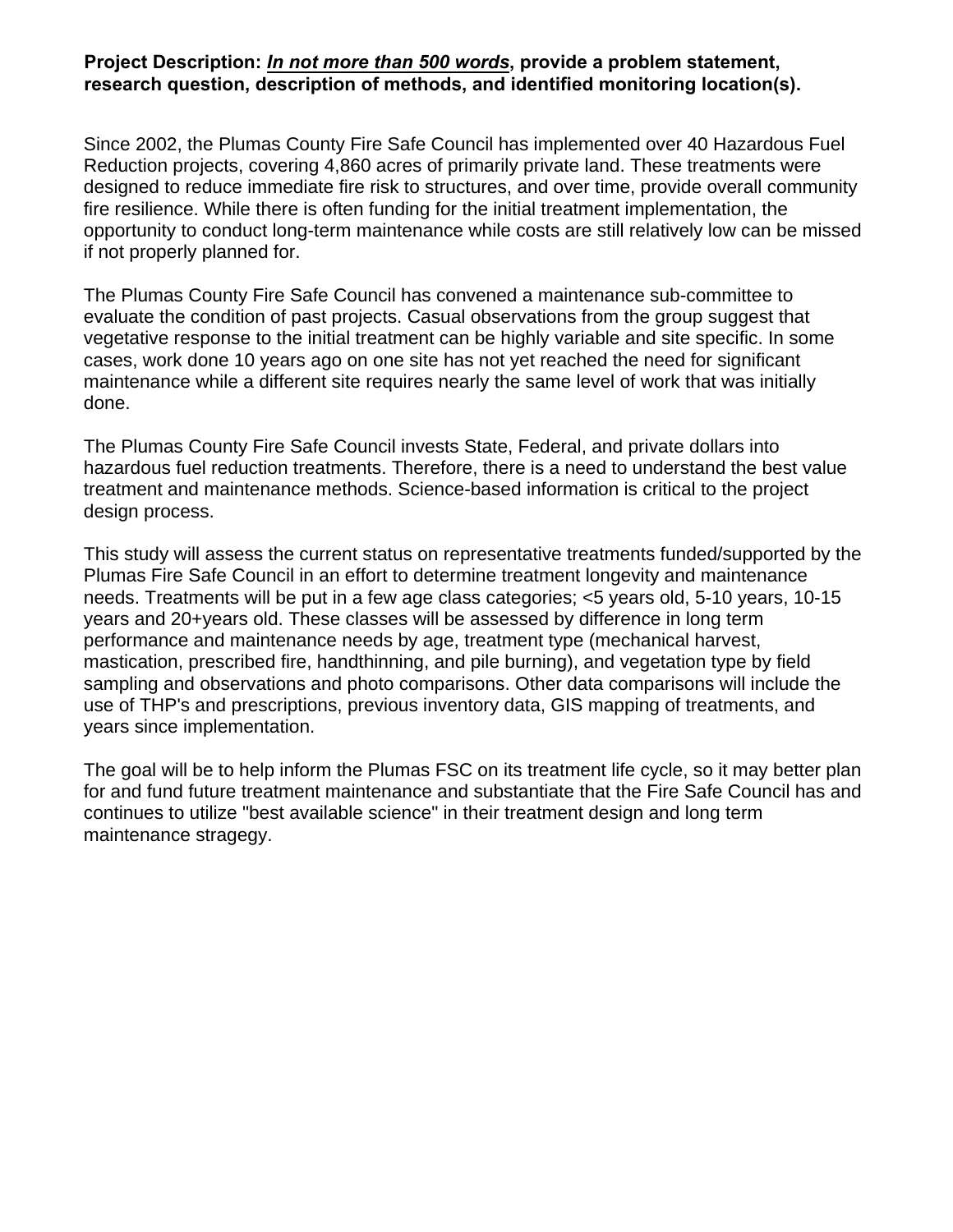**Project Description: _**In not more than 500 words**_, provide a problem statement, research question, description of methods, and identified monitoring location(s).**

Since 2002, the Plumas County Fire Safe Council has implemented over 40 Hazardous Fuel Reduction projects, covering 4,860 acres of primarily private land. These treatments were designed to reduce immediate fire risk to structures, and over time, provide overall community fire resilience. While there is often funding for the initial treatment implementation, the opportunity to conduct long-term maintenance while costs are still relatively low can be missed if not properly planned for.

The Plumas County Fire Safe Council has convened a maintenance sub-committee to evaluate the condition of past projects. Casual observations from the group suggest that vegetative response to the initial treatment can be highly variable and site specific. In some cases, work done 10 years ago on one site has not yet reached the need for significant maintenance while a different site requires nearly the same level of work that was initially done.

The Plumas County Fire Safe Council invests State, Federal, and private dollars into hazardous fuel reduction treatments. Therefore, there is a need to understand the best value treatment and maintenance methods. Science-based information is critical to the project design process.

This study will assess the current status on representative treatments funded/supported by the Plumas Fire Safe Council in an effort to determine treatment longevity and maintenance needs. Treatments will be put in a few age class categories; <5 years old, 5-10 years, 10-15 years and 20+years old. These classes will be assessed by difference in long term performance and maintenance needs by age, treatment type (mechanical harvest, mastication, prescribed fire, handthinning, and pile burning), and vegetation type by field sampling and observations and photo comparisons. Other data comparisons will include the use of THP's and prescriptions, previous inventory data, GIS mapping of treatments, and years since implementation.

The goal will be to help inform the Plumas FSC on its treatment life cycle, so it may better plan for and fund future treatment maintenance and substantiate that the Fire Safe Council has and continues to utilize "best available science" in their treatment design and long term maintenance stragegy.